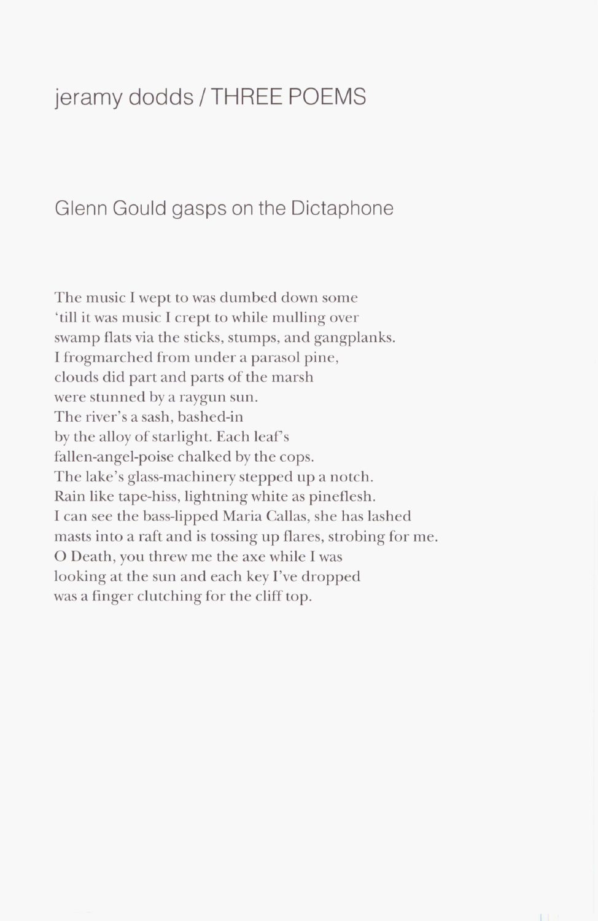# jeramy dodds / THREE POEMS

## Glenn Gould gasps on the Dictaphone

The music I wept to was dumbed down some  
'till it was music I crept to while mulling over  
swamp flats via the sticks, stumps, and gangplanks.  
I frogmarched from under a parasol pine,  
clouds did part and parts of the marsh  
were stunned by a raygun sun.  
The river's a sash, bashed-in  
by the alloy of starlight. Each leaf's  
fallen-angel-poise chalked by the cops.  
The lake's glass-machinery stepped up a notch.  
Rain like tape-hiss, lightning white as pineflesh.  
I can see the bass-lipped Maria Callas, she has lashed  
masts into a raft and is tossing up flares, strobing for me.  
O Death, you threw me the axe while I was  
looking at the sun and each key I've dropped  
was a finger clutching for the cliff top.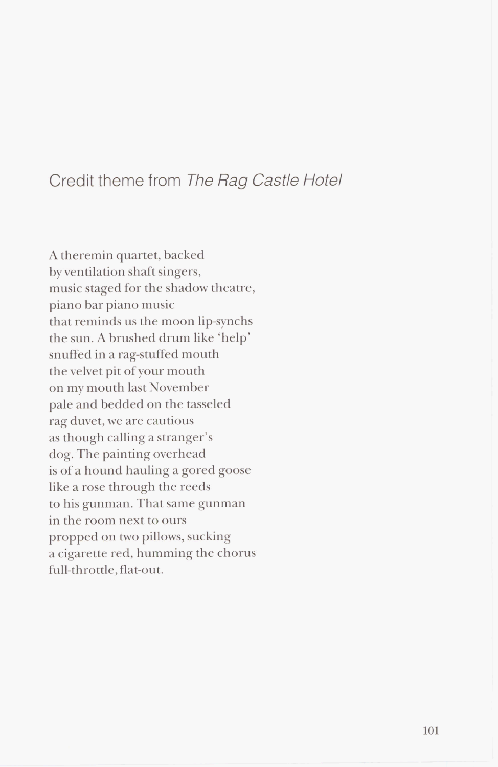## Credit theme from *The Rag Castle Hotel*

A theremin quartet, backed  
by ventilation shaft singers,  
music staged for the shadow theatre,  
piano bar piano music  
that reminds us the moon lip-synchs  
the sun. A brushed drum like 'help'  
snuffed in a rag-stuffed mouth  
the velvet pit of your mouth  
on my mouth last November  
pale and bedded on the tasseled  
rag duvet, we are cautious  
as though calling a stranger's  
dog. The painting overhead  
is of a hound hauling a gored goose  
like a rose through the reeds  
to his gunman. That same gunman  
in the room next to ours  
propped on two pillows, sucking  
a cigarette red, humming the chorus  
full-throttle, flat-out.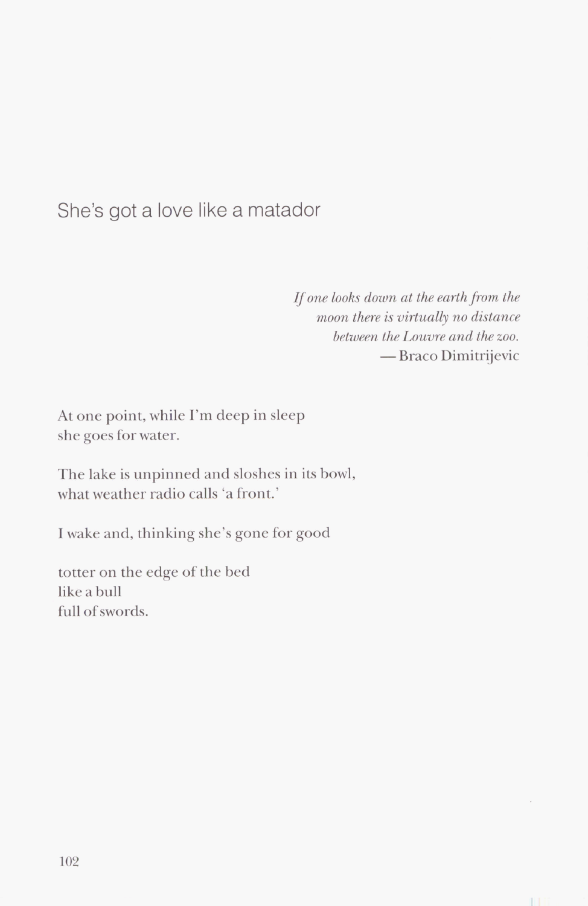# She's got a love like a matador

*If one looks down at the earth from the*
*moon there is virtually no distance*
*between the Louvre and the zoo.*
— Braco Dimitrijevic

At one point, while I'm deep in sleep
she goes for water.

The lake is unpinned and sloshes in its bowl,
what weather radio calls 'a front.'

I wake and, thinking she's gone for good

totter on the edge of the bed
like a bull
full of swords.